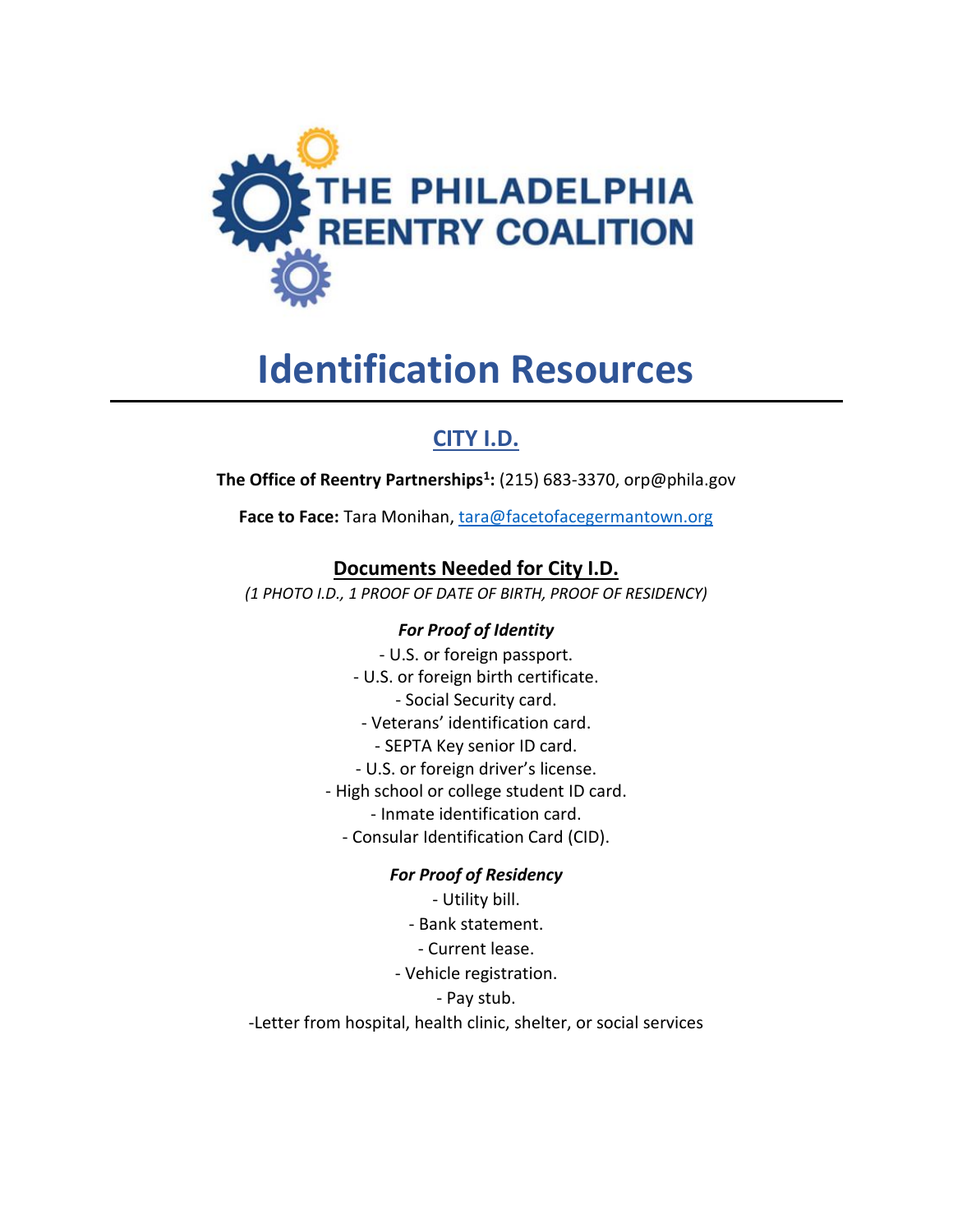THE PHILADELPHIA REENTRY COALITION

# Identification Resources

## CITY I.D.

**The Office of Reentry Partnerships[1]:** (215) 683-3370, orp@phila.gov

**Face to Face:** Tara Monihan, tara@facetofacegermantown.org

### Documents Needed for City I.D.

*(1 PHOTO I.D., 1 PROOF OF DATE OF BIRTH, PROOF OF RESIDENCY)*

***For Proof of Identity***

- U.S. or foreign passport.
- U.S. or foreign birth certificate.
- Social Security card.
- Veterans' identification card.
- SEPTA Key senior ID card.
- U.S. or foreign driver's license.
- High school or college student ID card.
- Inmate identification card.
- Consular Identification Card (CID).

***For Proof of Residency***

- Utility bill.
- Bank statement.
- Current lease.
- Vehicle registration.
- Pay stub.
- Letter from hospital, health clinic, shelter, or social services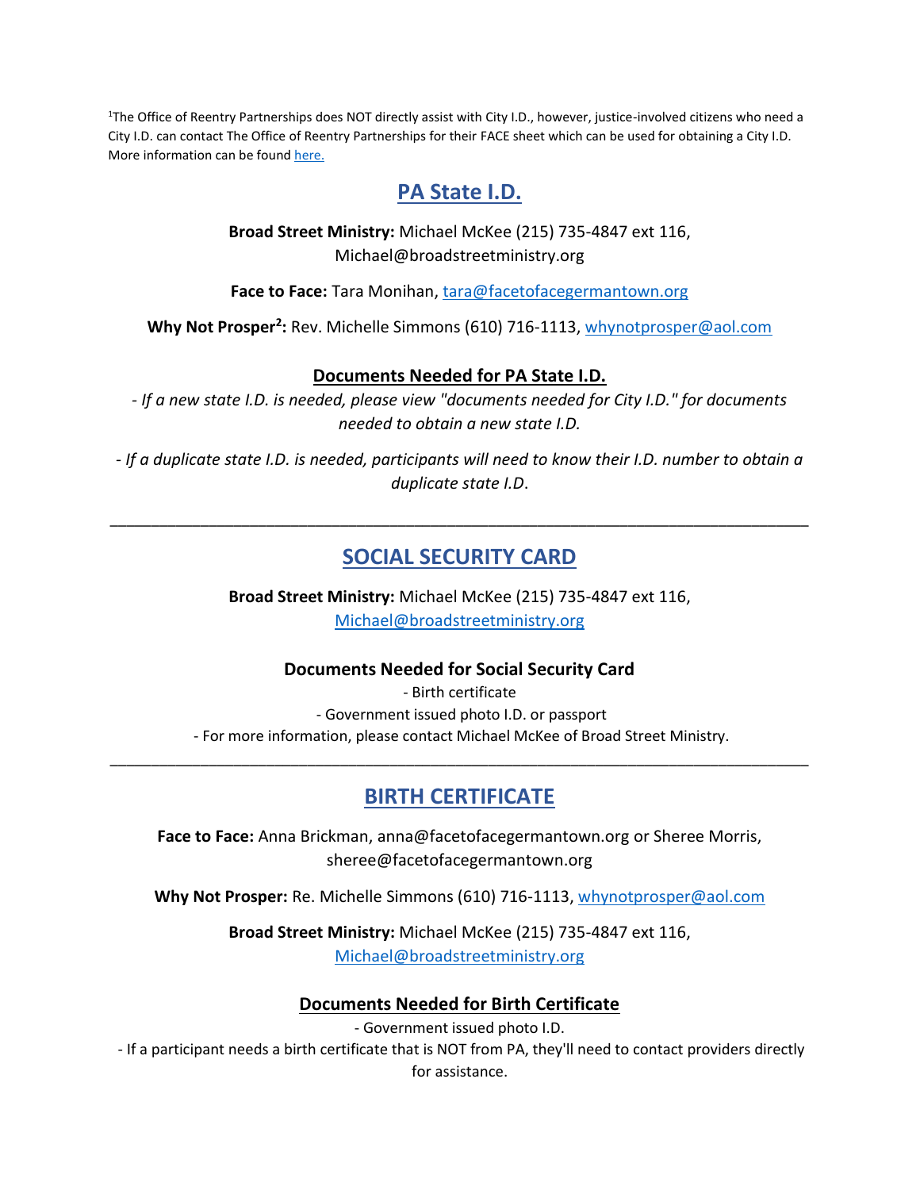[1]The Office of Reentry Partnerships does NOT directly assist with City I.D., however, justice-involved citizens who need a City I.D. can contact The Office of Reentry Partnerships for their FACE sheet which can be used for obtaining a City I.D. More information can be found [here.](#)

## PA State I.D.

**Broad Street Ministry:** Michael McKee (215) 735-4847 ext 116, Michael@broadstreetministry.org

**Face to Face:** Tara Monihan, tara@facetofacegermantown.org

**Why Not Prosper[2]:** Rev. Michelle Simmons (610) 716-1113, whynotprosper@aol.com

### Documents Needed for PA State I.D.

*- If a new state I.D. is needed, please view "documents needed for City I.D." for documents needed to obtain a new state I.D.*

*- If a duplicate state I.D. is needed, participants will need to know their I.D. number to obtain a duplicate state I.D.*

---

## SOCIAL SECURITY CARD

**Broad Street Ministry:** Michael McKee (215) 735-4847 ext 116, Michael@broadstreetministry.org

### Documents Needed for Social Security Card

- Birth certificate
- Government issued photo I.D. or passport
- For more information, please contact Michael McKee of Broad Street Ministry.

---

## BIRTH CERTIFICATE

**Face to Face:** Anna Brickman, anna@facetofacegermantown.org or Sheree Morris, sheree@facetofacegermantown.org

**Why Not Prosper:** Re. Michelle Simmons (610) 716-1113, whynotprosper@aol.com

**Broad Street Ministry:** Michael McKee (215) 735-4847 ext 116, Michael@broadstreetministry.org

### Documents Needed for Birth Certificate

- Government issued photo I.D.
- If a participant needs a birth certificate that is NOT from PA, they'll need to contact providers directly for assistance.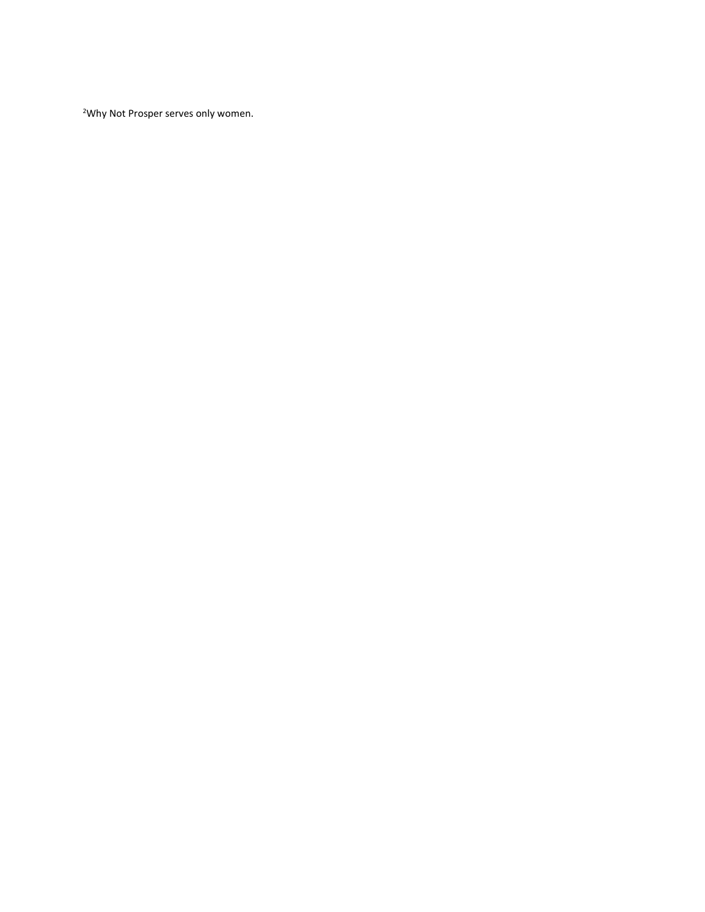[2]Why Not Prosper serves only women.